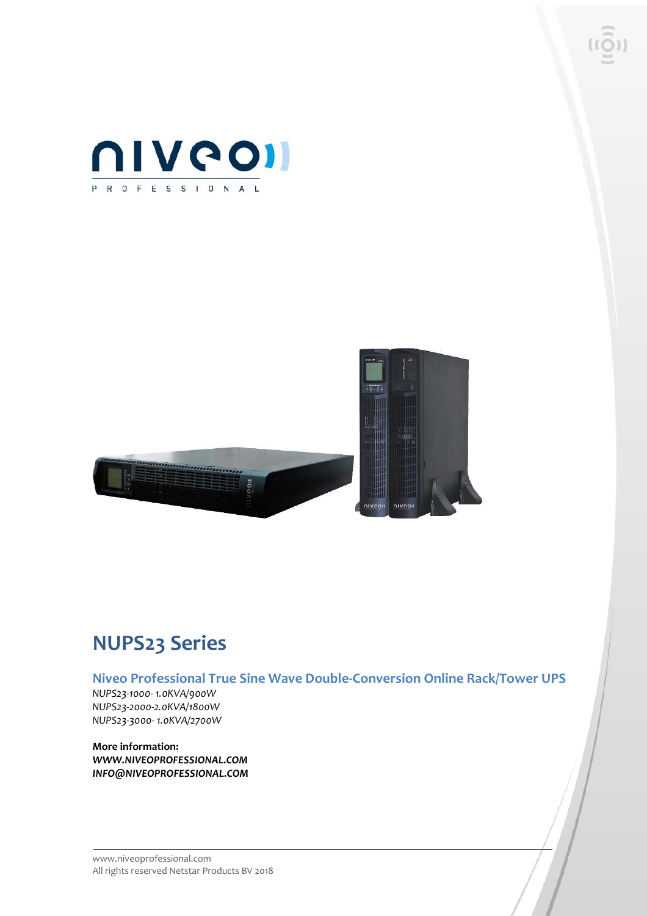# NUPS23 Series

## Niveo Professional True Sine Wave Double-Conversion Online Rack/Tower UPS

*NUPS23-1000- 1.0KVA/900W*
*NUPS23-2000-2.0KVA/1800W*
*NUPS23-3000- 1.0KVA/2700W*

**More information:**
***WWW.NIVEOPROFESSIONAL.COM***
***INFO@NIVEOPROFESSIONAL.COM***

www.niveoprofessional.com
All rights reserved Netstar Products BV 2018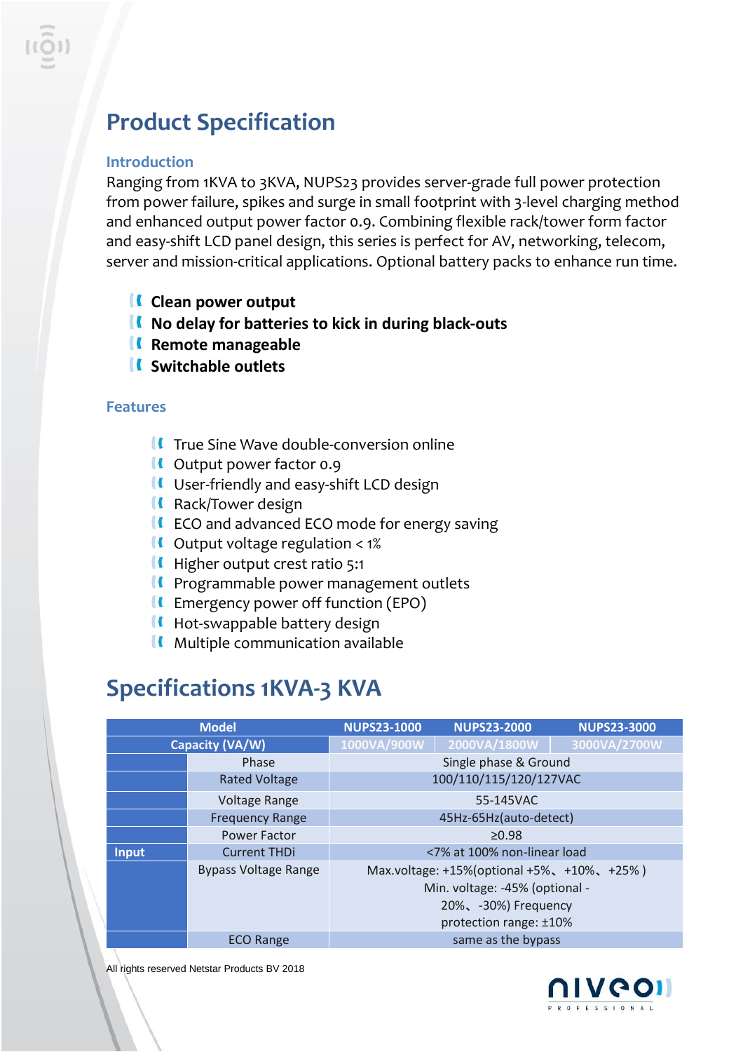# Product Specification

### Introduction

Ranging from 1KVA to 3KVA, NUPS23 provides server-grade full power protection from power failure, spikes and surge in small footprint with 3-level charging method and enhanced output power factor 0.9. Combining flexible rack/tower form factor and easy-shift LCD panel design, this series is perfect for AV, networking, telecom, server and mission-critical applications. Optional battery packs to enhance run time.

- **Clean power output**
- **No delay for batteries to kick in during black-outs**
- **Remote manageable**
- **Switchable outlets**

### Features

- True Sine Wave double-conversion online
- Output power factor 0.9
- User-friendly and easy-shift LCD design
- Rack/Tower design
- ECO and advanced ECO mode for energy saving
- Output voltage regulation < 1%
- Higher output crest ratio 5:1
- Programmable power management outlets
- Emergency power off function (EPO)
- Hot-swappable battery design
- Multiple communication available

## Specifications 1KVA-3 KVA

| Model | | NUPS23-1000 | NUPS23-2000 | NUPS23-3000 |
|---|---|---|---|---|
| Capacity (VA/W) | | 1000VA/900W | 2000VA/1800W | 3000VA/2700W |
| Input | Phase | Single phase & Ground | | |
| | Rated Voltage | 100/110/115/120/127VAC | | |
| | Voltage Range | 55-145VAC | | |
| | Frequency Range | 45Hz-65Hz(auto-detect) | | |
| | Power Factor | ≥0.98 | | |
| | Current THDi | <7% at 100% non-linear load | | |
| | Bypass Voltage Range | Max.voltage: +15%(optional +5%、+10%、+25% ) Min. voltage: -45% (optional -20%、-30%) Frequency protection range: ±10% | | |
| | ECO Range | same as the bypass | | |

All rights reserved Netstar Products BV 2018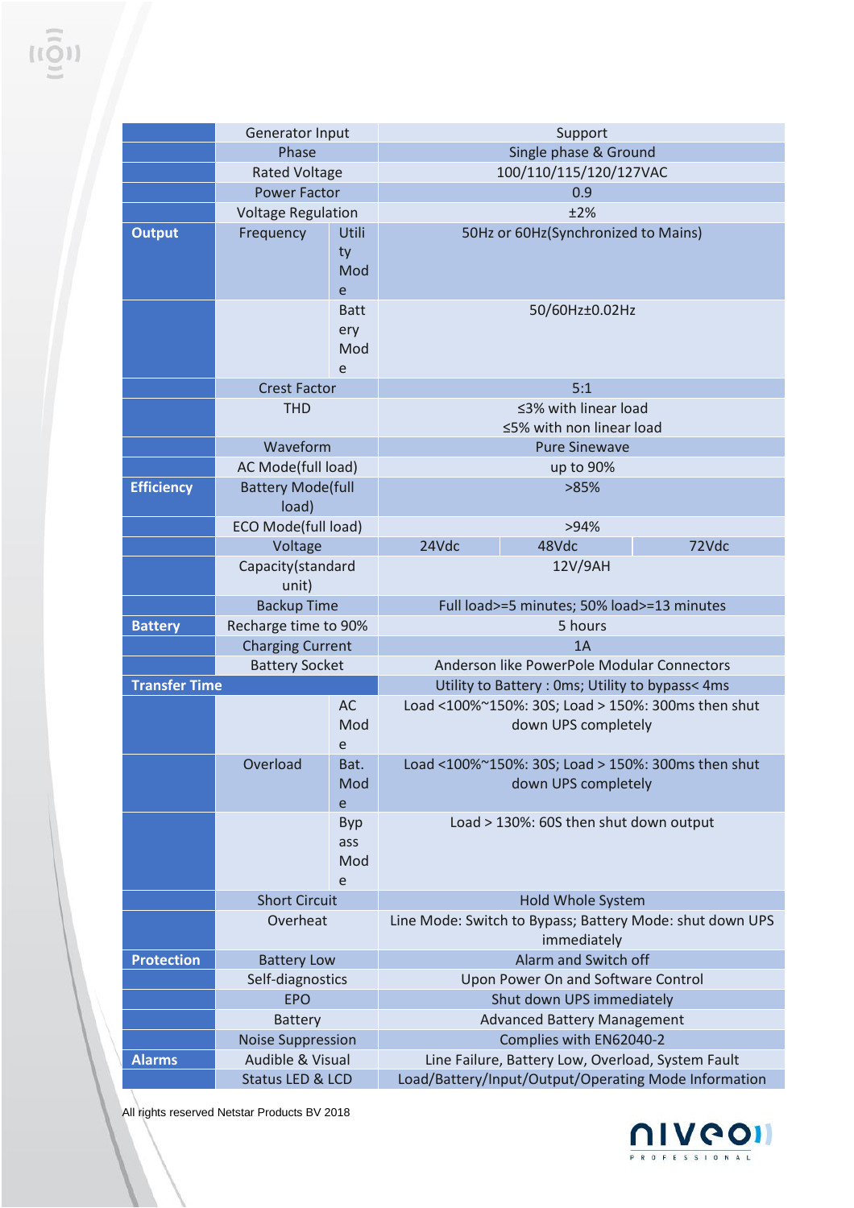|  |  |  |  |  |  |
|---|---|---|---|---|---|
|  | Generator Input |  | Support |  |  |
|  | Phase |  | Single phase & Ground |  |  |
|  | Rated Voltage |  | 100/110/115/120/127VAC |  |  |
|  | Power Factor |  | 0.9 |  |  |
|  | Voltage Regulation |  | ±2% |  |  |
| **Output** | Frequency | Utility Mode | 50Hz or 60Hz(Synchronized to Mains) |  |  |
|  |  | Battery Mode | 50/60Hz±0.02Hz |  |  |
|  | Crest Factor |  | 5:1 |  |  |
|  | THD |  | ≤3% with linear load<br>≤5% with non linear load |  |  |
|  | Waveform |  | Pure Sinewave |  |  |
|  | AC Mode(full load) |  | up to 90% |  |  |
| **Efficiency** | Battery Mode(full load) |  | >85% |  |  |
|  | ECO Mode(full load) |  | >94% |  |  |
|  | Voltage |  | 24Vdc | 48Vdc | 72Vdc |
|  | Capacity(standard unit) |  | 12V/9AH |  |  |
|  | Backup Time |  | Full load>=5 minutes; 50% load>=13 minutes |  |  |
| **Battery** | Recharge time to 90% |  | 5 hours |  |  |
|  | Charging Current |  | 1A |  |  |
|  | Battery Socket |  | Anderson like PowerPole Modular Connectors |  |  |
| **Transfer Time** |  |  | Utility to Battery : 0ms; Utility to bypass< 4ms |  |  |
|  |  | AC Mode | Load <100%~150%: 30S; Load > 150%: 300ms then shut down UPS completely |  |  |
|  | Overload | Bat. Mode | Load <100%~150%: 30S; Load > 150%: 300ms then shut down UPS completely |  |  |
|  |  | Bypass Mode | Load > 130%: 60S then shut down output |  |  |
|  | Short Circuit |  | Hold Whole System |  |  |
|  | Overheat |  | Line Mode: Switch to Bypass; Battery Mode: shut down UPS immediately |  |  |
| **Protection** | Battery Low |  | Alarm and Switch off |  |  |
|  | Self-diagnostics |  | Upon Power On and Software Control |  |  |
|  | EPO |  | Shut down UPS immediately |  |  |
|  | Battery |  | Advanced Battery Management |  |  |
|  | Noise Suppression |  | Complies with EN62040-2 |  |  |
| **Alarms** | Audible & Visual |  | Line Failure, Battery Low, Overload, System Fault |  |  |
|  | Status LED & LCD |  | Load/Battery/Input/Output/Operating Mode Information |  |  |

All rights reserved Netstar Products BV 2018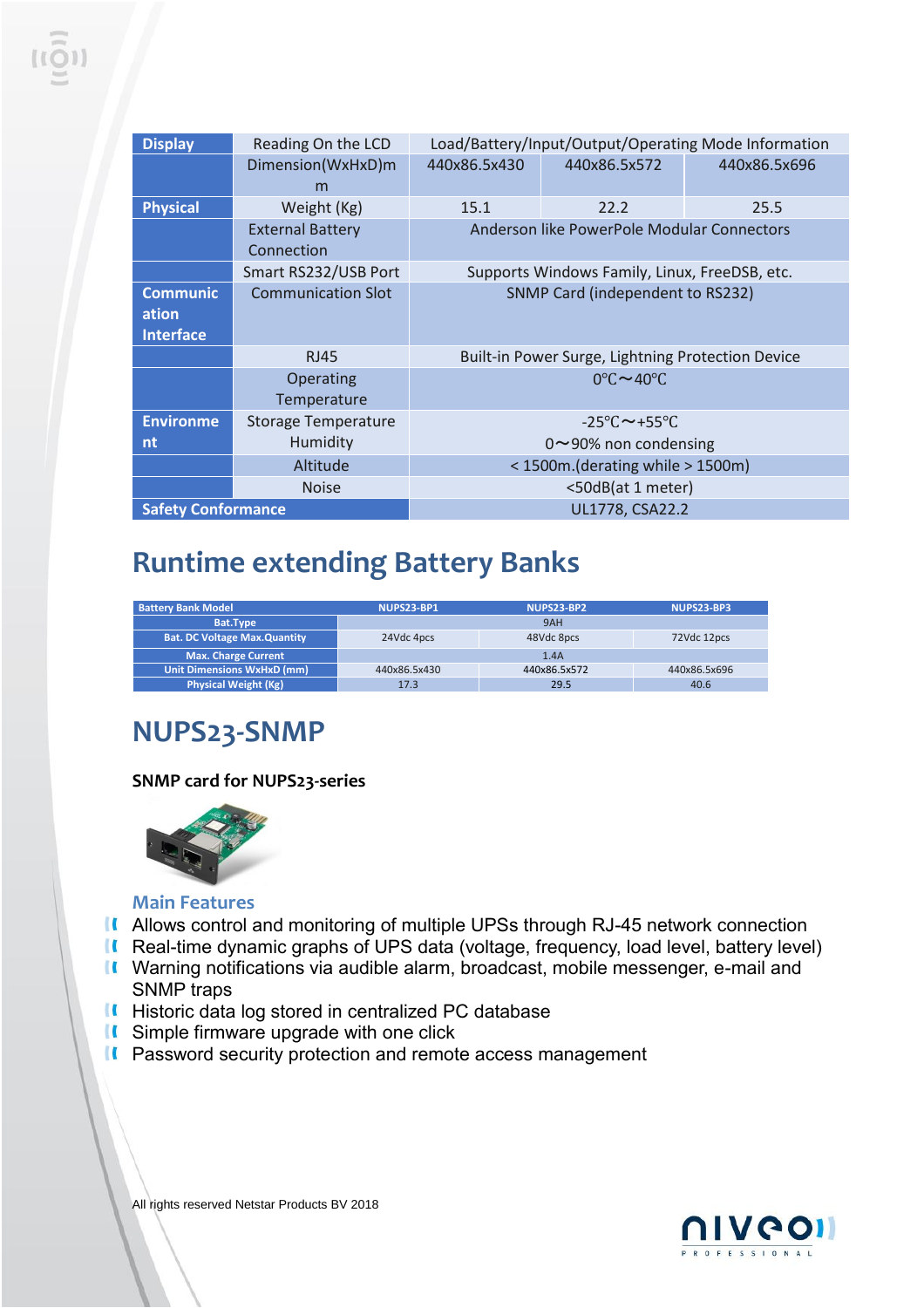| Display | Reading On the LCD | Load/Battery/Input/Output/Operating Mode Information | | |
|---|---|---|---|---|
| | Dimension(WxHxD)mm | 440x86.5x430 | 440x86.5x572 | 440x86.5x696 |
| Physical | Weight (Kg) | 15.1 | 22.2 | 25.5 |
| | External Battery Connection | Anderson like PowerPole Modular Connectors | | |
| | Smart RS232/USB Port | Supports Windows Family, Linux, FreeDSB, etc. | | |
| Communication Interface | Communication Slot | SNMP Card (independent to RS232) | | |
| | RJ45 | Built-in Power Surge, Lightning Protection Device | | |
| | Operating Temperature | 0℃～40℃ | | |
| Environment | Storage Temperature | -25℃～+55℃ | | |
| | Humidity | 0～90% non condensing | | |
| | Altitude | < 1500m.(derating while > 1500m) | | |
| | Noise | <50dB(at 1 meter) | | |
| Safety Conformance | | UL1778, CSA22.2 | | |

# Runtime extending Battery Banks

| Battery Bank Model | NUPS23-BP1 | NUPS23-BP2 | NUPS23-BP3 |
|---|---|---|---|
| Bat.Type | 9AH | | |
| Bat. DC Voltage Max.Quantity | 24Vdc 4pcs | 48Vdc 8pcs | 72Vdc 12pcs |
| Max. Charge Current | 1.4A | | |
| Unit Dimensions WxHxD (mm) | 440x86.5x430 | 440x86.5x572 | 440x86.5x696 |
| Physical Weight (Kg) | 17.3 | 29.5 | 40.6 |

# NUPS23-SNMP

**SNMP card for NUPS23-series**

### Main Features

- Allows control and monitoring of multiple UPSs through RJ-45 network connection
- Real-time dynamic graphs of UPS data (voltage, frequency, load level, battery level)
- Warning notifications via audible alarm, broadcast, mobile messenger, e-mail and SNMP traps
- Historic data log stored in centralized PC database
- Simple firmware upgrade with one click
- Password security protection and remote access management

All rights reserved Netstar Products BV 2018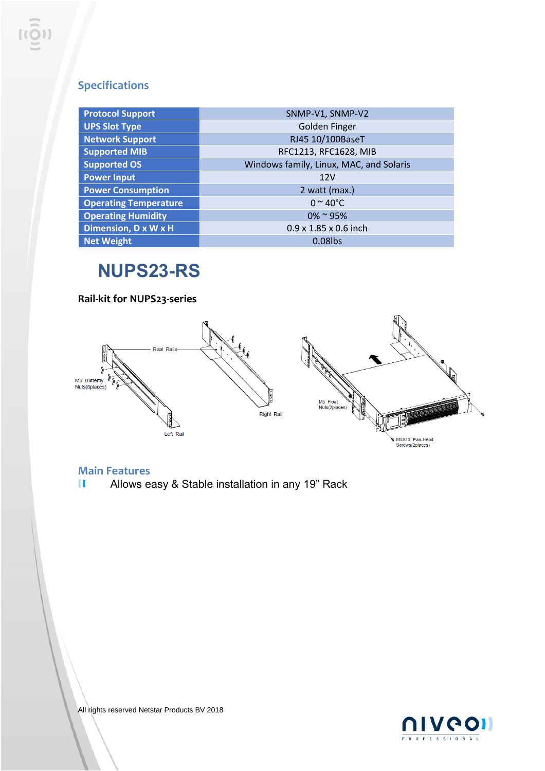## Specifications

| | |
|---|---|
| Protocol Support | SNMP-V1, SNMP-V2 |
| UPS Slot Type | Golden Finger |
| Network Support | RJ45 10/100BaseT |
| Supported MIB | RFC1213, RFC1628, MIB |
| Supported OS | Windows family, Linux, MAC, and Solaris |
| Power Input | 12V |
| Power Consumption | 2 watt (max.) |
| Operating Temperature | 0 ~ 40°C |
| Operating Humidity | 0% ~ 95% |
| Dimension, D x W x H | 0.9 x 1.85 x 0.6 inch |
| Net Weight | 0.08lbs |

# NUPS23-RS

**Rail-kit for NUPS23-series**

Real Rails
M5 Butterfly Nuts(8places)
Right Rail
Left Rail
M5 Float Nuts(2places)
M5X12 Pan-Head Screws(2places)

## Main Features

- Allows easy & Stable installation in any 19" Rack

All rights reserved Netstar Products BV 2018